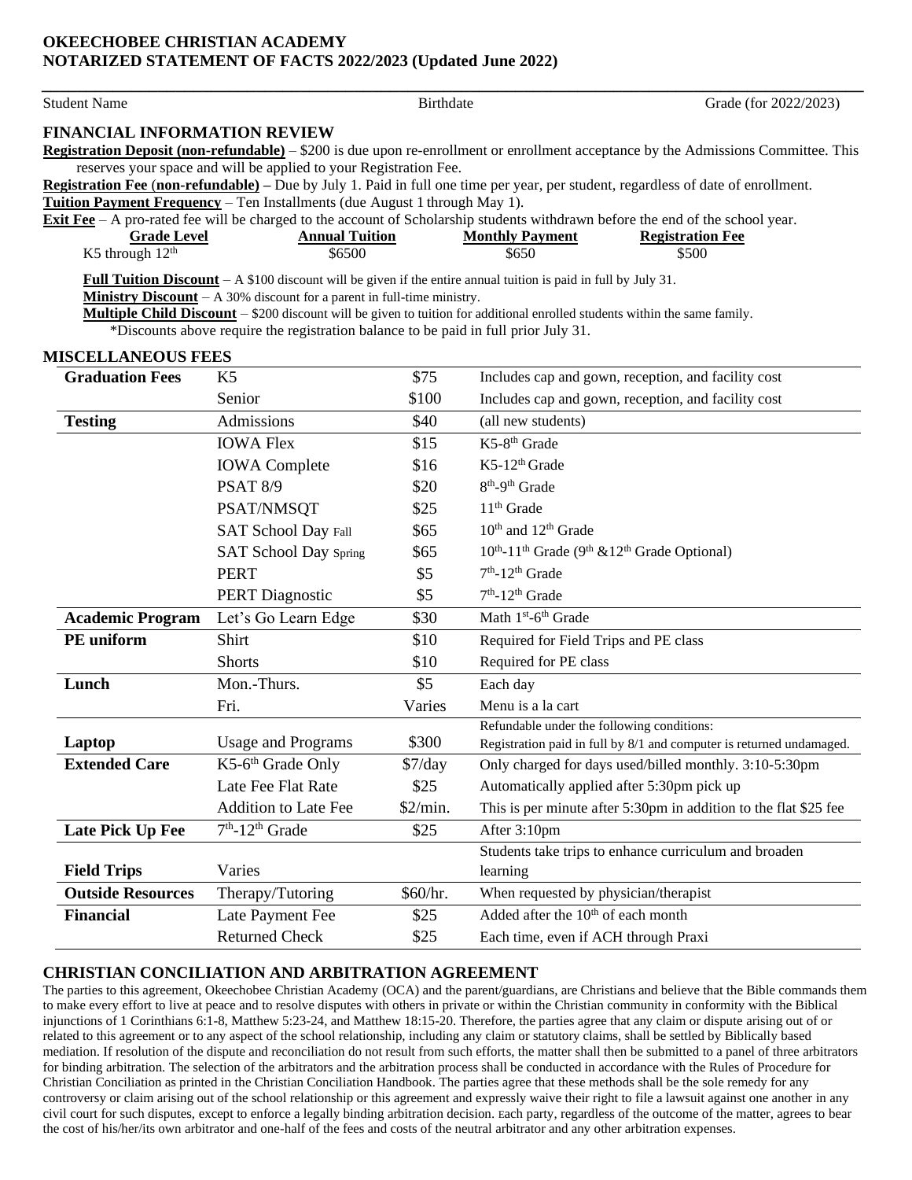# OKEECHOBEE CHRISTIAN ACADEMY
# NOTARIZED STATEMENT OF FACTS 2022/2023 (Updated June 2022)

Student Name Birthdate Grade (for 2022/2023)

## FINANCIAL INFORMATION REVIEW

**Registration Deposit (non-refundable)** – $200 is due upon re-enrollment or enrollment acceptance by the Admissions Committee. This reserves your space and will be applied to your Registration Fee.

**Registration Fee (non-refundable) –** Due by July 1. Paid in full one time per year, per student, regardless of date of enrollment.

**Tuition Payment Frequency** – Ten Installments (due August 1 through May 1).

**Exit Fee** – A pro-rated fee will be charged to the account of Scholarship students withdrawn before the end of the school year.

| Grade Level | Annual Tuition | Monthly Payment | Registration Fee |
|---|---|---|---|
| K5 through 12th | $6500 | $650 | $500 |

**Full Tuition Discount** – A $100 discount will be given if the entire annual tuition is paid in full by July 31.

**Ministry Discount** – A 30% discount for a parent in full-time ministry.

**Multiple Child Discount** – $200 discount will be given to tuition for additional enrolled students within the same family.

\*Discounts above require the registration balance to be paid in full prior July 31.

## MISCELLANEOUS FEES

| | | | |
|---|---|---|---|
| **Graduation Fees** | K5 | $75 | Includes cap and gown, reception, and facility cost |
| | Senior | $100 | Includes cap and gown, reception, and facility cost |
| **Testing** | Admissions | $40 | (all new students) |
| | IOWA Flex | $15 | K5-8th Grade |
| | IOWA Complete | $16 | K5-12th Grade |
| | PSAT 8/9 | $20 | 8th-9th Grade |
| | PSAT/NMSQT | $25 | 11th Grade |
| | SAT School Day Fall | $65 | 10th and 12th Grade |
| | SAT School Day Spring | $65 | 10th-11th Grade (9th &12th Grade Optional) |
| | PERT | $5 | 7th-12th Grade |
| | PERT Diagnostic | $5 | 7th-12th Grade |
| **Academic Program** | Let's Go Learn Edge | $30 | Math 1st-6th Grade |
| **PE uniform** | Shirt | $10 | Required for Field Trips and PE class |
| | Shorts | $10 | Required for PE class |
| **Lunch** | Mon.-Thurs. | $5 | Each day |
| | Fri. | Varies | Menu is a la cart |
| **Laptop** | Usage and Programs | $300 | Refundable under the following conditions: Registration paid in full by 8/1 and computer is returned undamaged. |
| **Extended Care** | K5-6th Grade Only | $7/day | Only charged for days used/billed monthly. 3:10-5:30pm |
| | Late Fee Flat Rate | $25 | Automatically applied after 5:30pm pick up |
| | Addition to Late Fee | $2/min. | This is per minute after 5:30pm in addition to the flat $25 fee |
| **Late Pick Up Fee** | 7th-12th Grade | $25 | After 3:10pm |
| **Field Trips** | Varies | | Students take trips to enhance curriculum and broaden learning |
| **Outside Resources** | Therapy/Tutoring | $60/hr. | When requested by physician/therapist |
| **Financial** | Late Payment Fee | $25 | Added after the 10th of each month |
| | Returned Check | $25 | Each time, even if ACH through Praxi |

## CHRISTIAN CONCILIATION AND ARBITRATION AGREEMENT

The parties to this agreement, Okeechobee Christian Academy (OCA) and the parent/guardians, are Christians and believe that the Bible commands them to make every effort to live at peace and to resolve disputes with others in private or within the Christian community in conformity with the Biblical injunctions of 1 Corinthians 6:1-8, Matthew 5:23-24, and Matthew 18:15-20. Therefore, the parties agree that any claim or dispute arising out of or related to this agreement or to any aspect of the school relationship, including any claim or statutory claims, shall be settled by Biblically based mediation. If resolution of the dispute and reconciliation do not result from such efforts, the matter shall then be submitted to a panel of three arbitrators for binding arbitration. The selection of the arbitrators and the arbitration process shall be conducted in accordance with the Rules of Procedure for Christian Conciliation as printed in the Christian Conciliation Handbook. The parties agree that these methods shall be the sole remedy for any controversy or claim arising out of the school relationship or this agreement and expressly waive their right to file a lawsuit against one another in any civil court for such disputes, except to enforce a legally binding arbitration decision. Each party, regardless of the outcome of the matter, agrees to bear the cost of his/her/its own arbitrator and one-half of the fees and costs of the neutral arbitrator and any other arbitration expenses.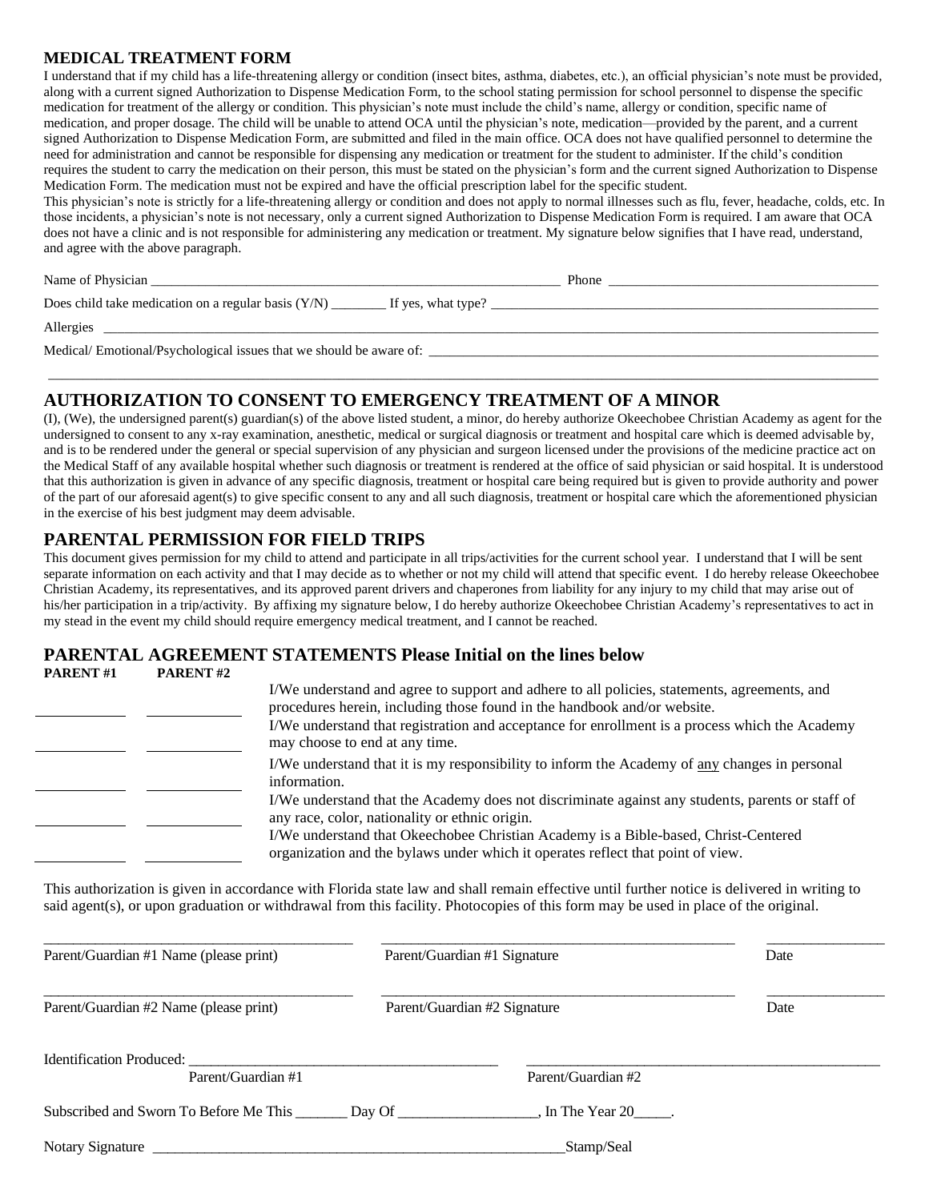## MEDICAL TREATMENT FORM

I understand that if my child has a life-threatening allergy or condition (insect bites, asthma, diabetes, etc.), an official physician's note must be provided, along with a current signed Authorization to Dispense Medication Form, to the school stating permission for school personnel to dispense the specific medication for treatment of the allergy or condition. This physician's note must include the child's name, allergy or condition, specific name of medication, and proper dosage. The child will be unable to attend OCA until the physician's note, medication—provided by the parent, and a current signed Authorization to Dispense Medication Form, are submitted and filed in the main office. OCA does not have qualified personnel to determine the need for administration and cannot be responsible for dispensing any medication or treatment for the student to administer. If the child's condition requires the student to carry the medication on their person, this must be stated on the physician's form and the current signed Authorization to Dispense Medication Form. The medication must not be expired and have the official prescription label for the specific student.

This physician's note is strictly for a life-threatening allergy or condition and does not apply to normal illnesses such as flu, fever, headache, colds, etc. In those incidents, a physician's note is not necessary, only a current signed Authorization to Dispense Medication Form is required. I am aware that OCA does not have a clinic and is not responsible for administering any medication or treatment. My signature below signifies that I have read, understand, and agree with the above paragraph.

Name of Physician ____________________________________________________________ Phone ________________________________________

Does child take medication on a regular basis (Y/N) ________ If yes, what type? __________________________________________________________

Allergies ______________________________________________________________________________________________________________

Medical/ Emotional/Psychological issues that we should be aware of: ____________________________________________________________________

________________________________________________________________________________________________________________________

## AUTHORIZATION TO CONSENT TO EMERGENCY TREATMENT OF A MINOR

(I), (We), the undersigned parent(s) guardian(s) of the above listed student, a minor, do hereby authorize Okeechobee Christian Academy as agent for the undersigned to consent to any x-ray examination, anesthetic, medical or surgical diagnosis or treatment and hospital care which is deemed advisable by, and is to be rendered under the general or special supervision of any physician and surgeon licensed under the provisions of the medicine practice act on the Medical Staff of any available hospital whether such diagnosis or treatment is rendered at the office of said physician or said hospital. It is understood that this authorization is given in advance of any specific diagnosis, treatment or hospital care being required but is given to provide authority and power of the part of our aforesaid agent(s) to give specific consent to any and all such diagnosis, treatment or hospital care which the aforementioned physician in the exercise of his best judgment may deem advisable.

## PARENTAL PERMISSION FOR FIELD TRIPS

This document gives permission for my child to attend and participate in all trips/activities for the current school year. I understand that I will be sent separate information on each activity and that I may decide as to whether or not my child will attend that specific event. I do hereby release Okeechobee Christian Academy, its representatives, and its approved parent drivers and chaperones from liability for any injury to my child that may arise out of his/her participation in a trip/activity. By affixing my signature below, I do hereby authorize Okeechobee Christian Academy's representatives to act in my stead in the event my child should require emergency medical treatment, and I cannot be reached.

## PARENTAL AGREEMENT STATEMENTS Please Initial on the lines below

| PARENT #1 | PARENT #2 | |
|---|---|---|
| ________ | ________ | I/We understand and agree to support and adhere to all policies, statements, agreements, and procedures herein, including those found in the handbook and/or website. |
| ________ | ________ | I/We understand that registration and acceptance for enrollment is a process which the Academy may choose to end at any time. |
| ________ | ________ | I/We understand that it is my responsibility to inform the Academy of <u>any</u> changes in personal information. |
| ________ | ________ | I/We understand that the Academy does not discriminate against any students, parents or staff of any race, color, nationality or ethnic origin. |
| ________ | ________ | I/We understand that Okeechobee Christian Academy is a Bible-based, Christ-Centered organization and the bylaws under which it operates reflect that point of view. |

This authorization is given in accordance with Florida state law and shall remain effective until further notice is delivered in writing to said agent(s), or upon graduation or withdrawal from this facility. Photocopies of this form may be used in place of the original.

_________________________________________ _________________________________________ _______________
Parent/Guardian #1 Name (please print) Parent/Guardian #1 Signature Date

_________________________________________ _________________________________________ _______________
Parent/Guardian #2 Name (please print) Parent/Guardian #2 Signature Date

Identification Produced: _________________________________________ _________________________________________
Parent/Guardian #1 Parent/Guardian #2

Subscribed and Sworn To Before Me This _______ Day Of __________________, In The Year 20_____.

Notary Signature ________________________________________________________Stamp/Seal